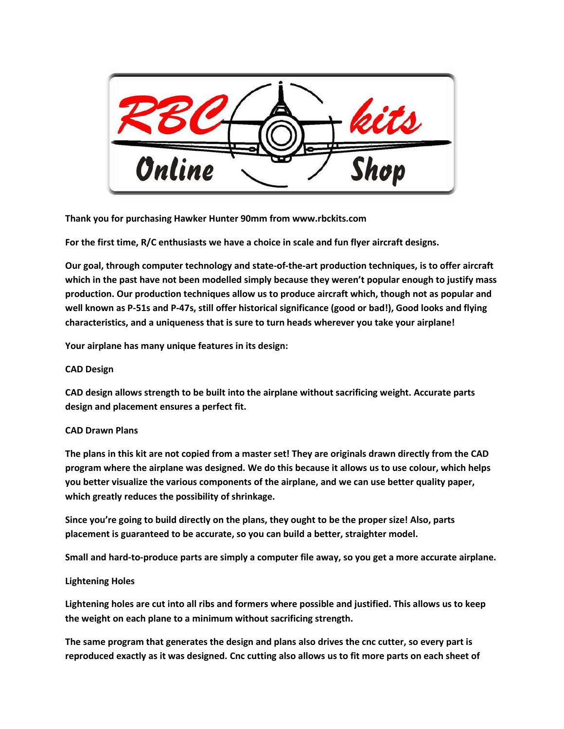**Thank you for purchasing Hawker Hunter 90mm from www.rbckits.com**

**For the first time, R/C enthusiasts we have a choice in scale and fun flyer aircraft designs.**

**Our goal, through computer technology and state-of-the-art production techniques, is to offer aircraft which in the past have not been modelled simply because they weren't popular enough to justify mass production. Our production techniques allow us to produce aircraft which, though not as popular and well known as P-51s and P-47s, still offer historical significance (good or bad!), Good looks and flying characteristics, and a uniqueness that is sure to turn heads wherever you take your airplane!**

**Your airplane has many unique features in its design:**

**CAD Design**

**CAD design allows strength to be built into the airplane without sacrificing weight. Accurate parts design and placement ensures a perfect fit.**

**CAD Drawn Plans**

**The plans in this kit are not copied from a master set! They are originals drawn directly from the CAD program where the airplane was designed. We do this because it allows us to use colour, which helps you better visualize the various components of the airplane, and we can use better quality paper, which greatly reduces the possibility of shrinkage.**

**Since you're going to build directly on the plans, they ought to be the proper size! Also, parts placement is guaranteed to be accurate, so you can build a better, straighter model.**

**Small and hard-to-produce parts are simply a computer file away, so you get a more accurate airplane.**

**Lightening Holes**

**Lightening holes are cut into all ribs and formers where possible and justified. This allows us to keep the weight on each plane to a minimum without sacrificing strength.**

**The same program that generates the design and plans also drives the cnc cutter, so every part is reproduced exactly as it was designed. Cnc cutting also allows us to fit more parts on each sheet of**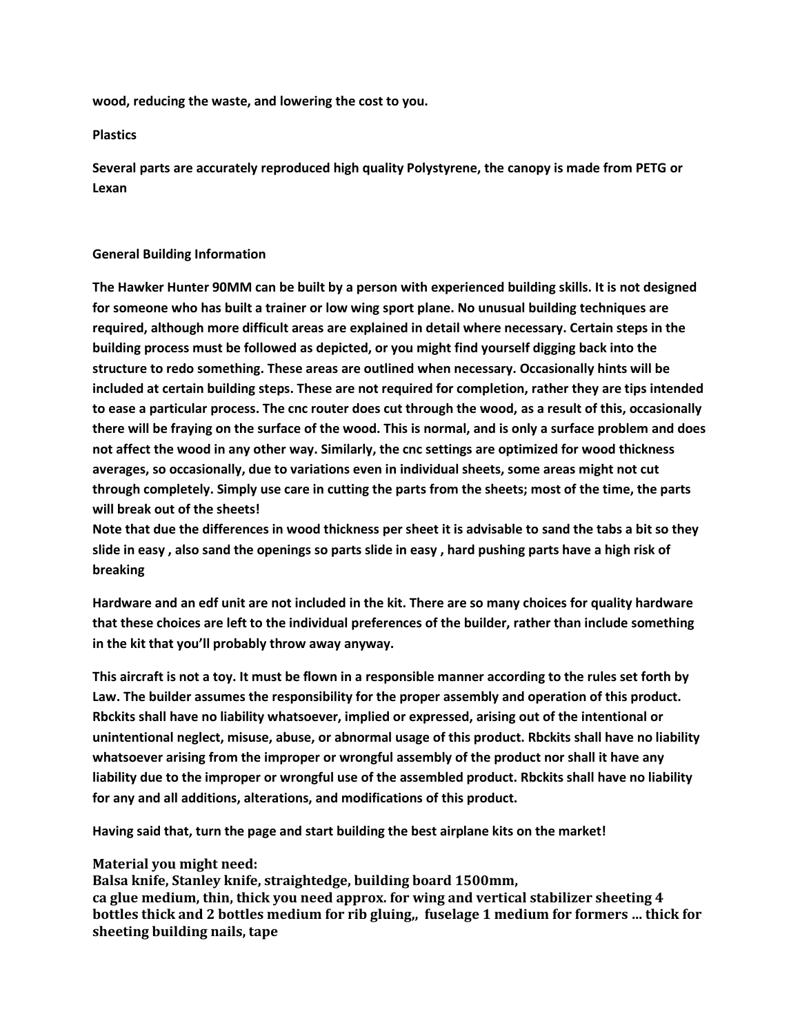**wood, reducing the waste, and lowering the cost to you.**

**Plastics**

**Several parts are accurately reproduced high quality Polystyrene, the canopy is made from PETG or Lexan**

## General Building Information

**The Hawker Hunter 90MM can be built by a person with experienced building skills. It is not designed for someone who has built a trainer or low wing sport plane. No unusual building techniques are required, although more difficult areas are explained in detail where necessary. Certain steps in the building process must be followed as depicted, or you might find yourself digging back into the structure to redo something. These areas are outlined when necessary. Occasionally hints will be included at certain building steps. These are not required for completion, rather they are tips intended to ease a particular process. The cnc router does cut through the wood, as a result of this, occasionally there will be fraying on the surface of the wood. This is normal, and is only a surface problem and does not affect the wood in any other way. Similarly, the cnc settings are optimized for wood thickness averages, so occasionally, due to variations even in individual sheets, some areas might not cut through completely. Simply use care in cutting the parts from the sheets; most of the time, the parts will break out of the sheets!**
**Note that due the differences in wood thickness per sheet it is advisable to sand the tabs a bit so they slide in easy , also sand the openings so parts slide in easy , hard pushing parts have a high risk of breaking**

**Hardware and an edf unit are not included in the kit. There are so many choices for quality hardware that these choices are left to the individual preferences of the builder, rather than include something in the kit that you'll probably throw away anyway.**

**This aircraft is not a toy. It must be flown in a responsible manner according to the rules set forth by Law. The builder assumes the responsibility for the proper assembly and operation of this product. Rbckits shall have no liability whatsoever, implied or expressed, arising out of the intentional or unintentional neglect, misuse, abuse, or abnormal usage of this product. Rbckits shall have no liability whatsoever arising from the improper or wrongful assembly of the product nor shall it have any liability due to the improper or wrongful use of the assembled product. Rbckits shall have no liability for any and all additions, alterations, and modifications of this product.**

**Having said that, turn the page and start building the best airplane kits on the market!**

**Material you might need:**
**Balsa knife, Stanley knife, straightedge, building board 1500mm,**
**ca glue medium, thin, thick you need approx. for wing and vertical stabilizer sheeting 4 bottles thick and 2 bottles medium for rib gluing,, fuselage 1 medium for formers … thick for sheeting building nails, tape**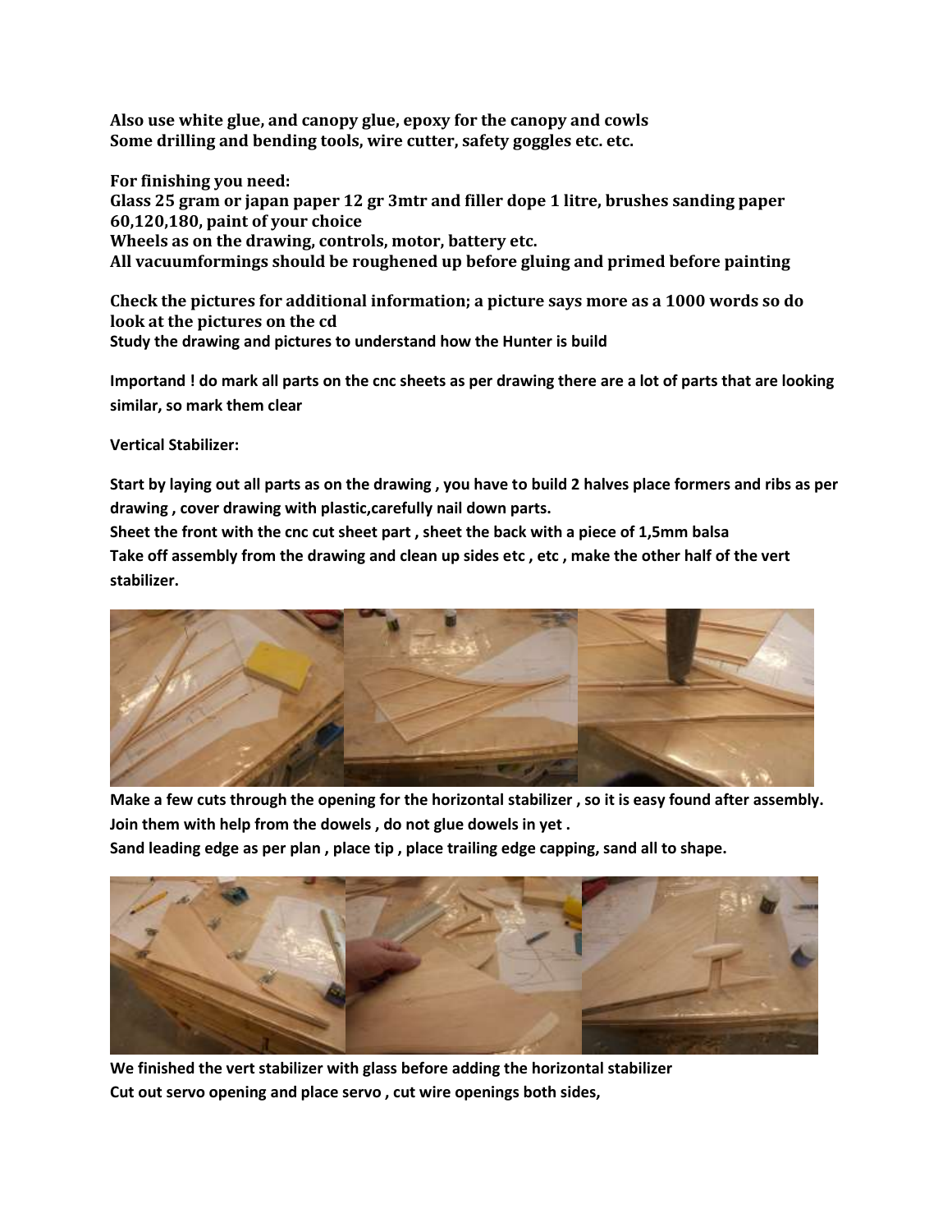**Also use white glue, and canopy glue, epoxy for the canopy and cowls**
**Some drilling and bending tools, wire cutter, safety goggles etc. etc.**

**For finishing you need:**
**Glass 25 gram or japan paper 12 gr 3mtr and filler dope 1 litre, brushes sanding paper 60,120,180, paint of your choice**
**Wheels as on the drawing, controls, motor, battery etc.**
**All vacuumformings should be roughened up before gluing and primed before painting**

**Check the pictures for additional information; a picture says more as a 1000 words so do look at the pictures on the cd**
**Study the drawing and pictures to understand how the Hunter is build**

**Importand ! do mark all parts on the cnc sheets as per drawing there are a lot of parts that are looking similar, so mark them clear**

**Vertical Stabilizer:**

**Start by laying out all parts as on the drawing , you have to build 2 halves place formers and ribs as per drawing , cover drawing with plastic,carefully nail down parts.**
**Sheet the front with the cnc cut sheet part , sheet the back with a piece of 1,5mm balsa**
**Take off assembly from the drawing and clean up sides etc , etc , make the other half of the vert stabilizer.**

**Make a few cuts through the opening for the horizontal stabilizer , so it is easy found after assembly.**
**Join them with help from the dowels , do not glue dowels in yet .**
**Sand leading edge as per plan , place tip , place trailing edge capping, sand all to shape.**

**We finished the vert stabilizer with glass before adding the horizontal stabilizer**
**Cut out servo opening and place servo , cut wire openings both sides,**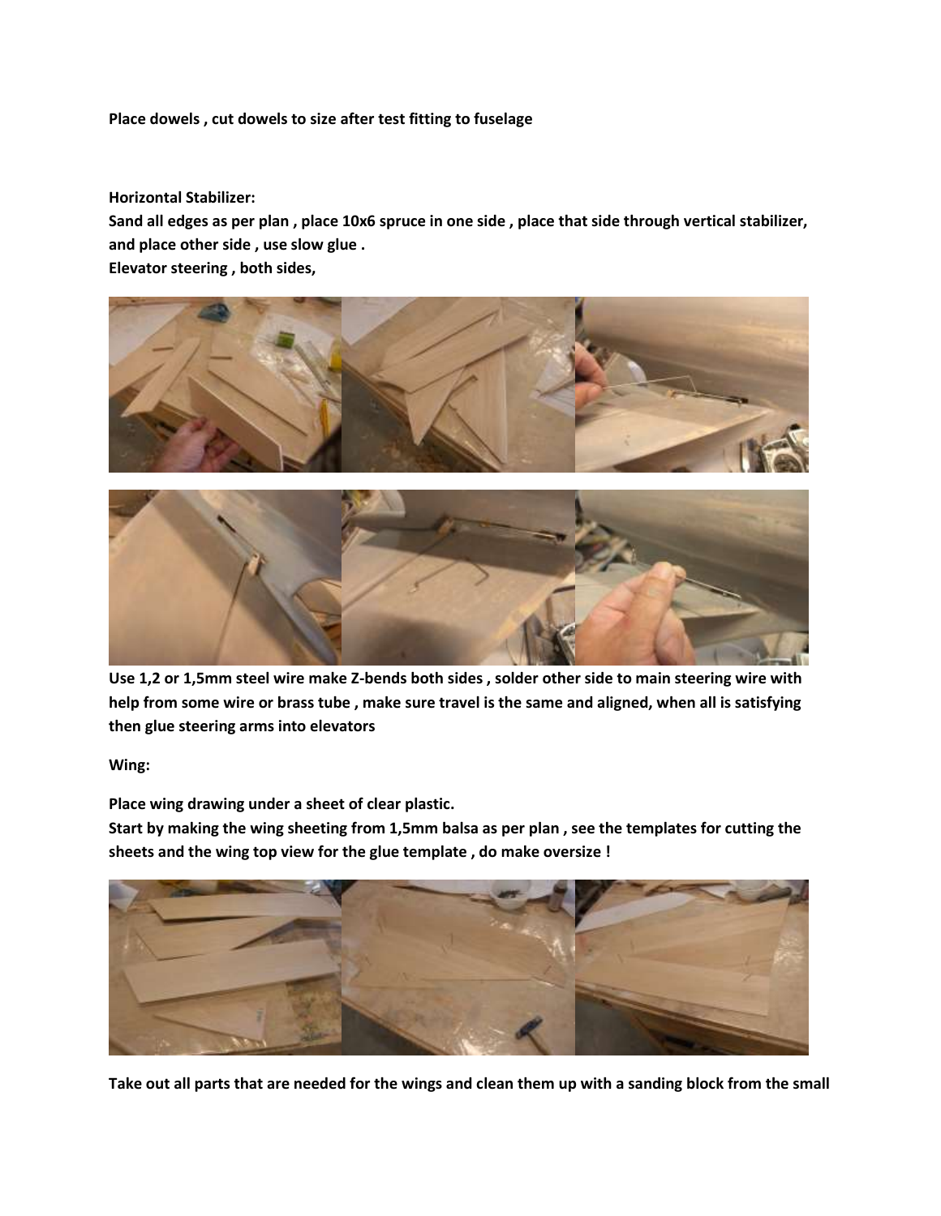**Place dowels , cut dowels to size after test fitting to fuselage**

**Horizontal Stabilizer:**

**Sand all edges as per plan , place 10x6 spruce in one side , place that side through vertical stabilizer, and place other side , use slow glue .**

**Elevator steering , both sides,**

**Use 1,2 or 1,5mm steel wire make Z-bends both sides , solder other side to main steering wire with help from some wire or brass tube , make sure travel is the same and aligned, when all is satisfying then glue steering arms into elevators**

**Wing:**

**Place wing drawing under a sheet of clear plastic.**

**Start by making the wing sheeting from 1,5mm balsa as per plan , see the templates for cutting the sheets and the wing top view for the glue template , do make oversize !**

**Take out all parts that are needed for the wings and clean them up with a sanding block from the small**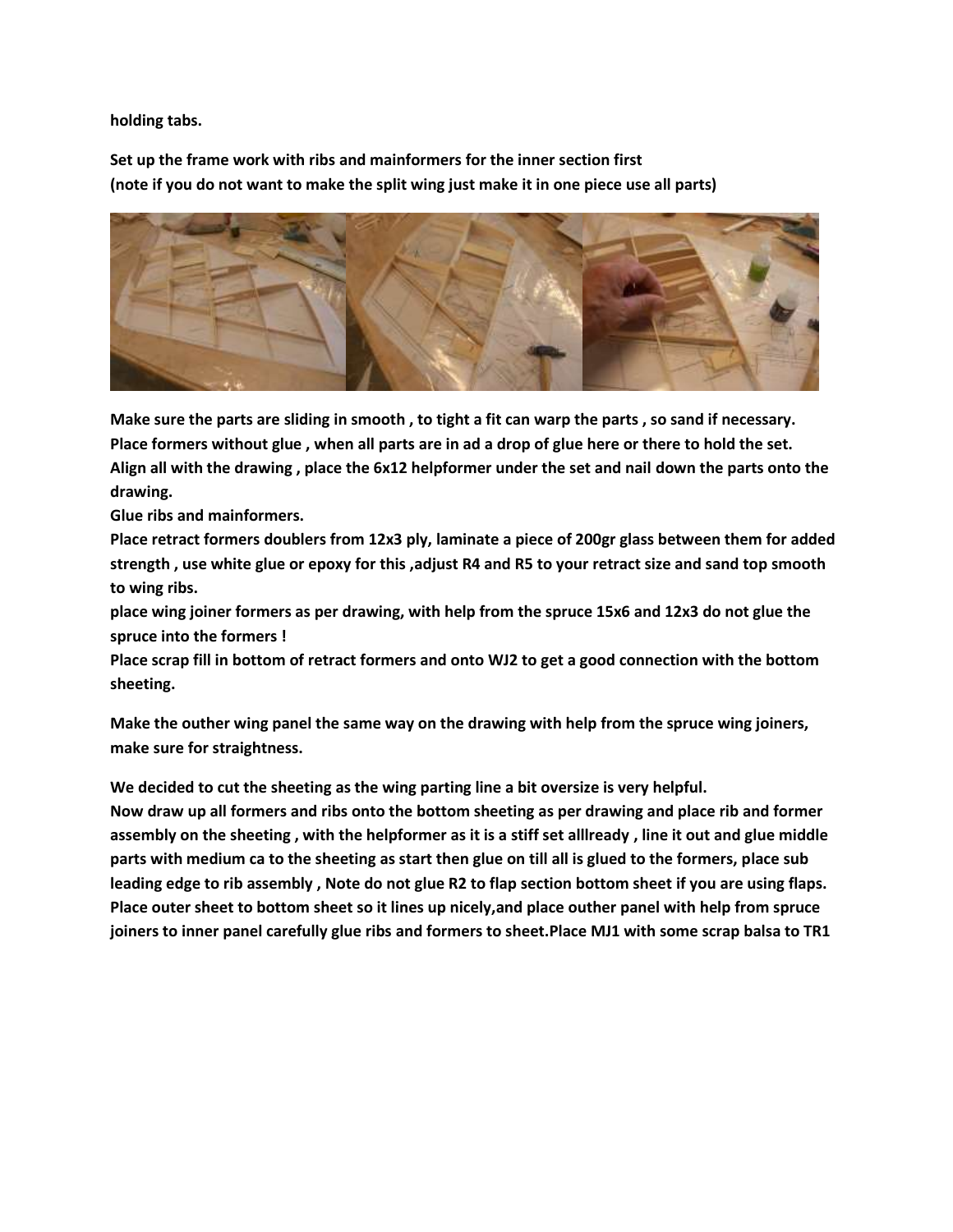**holding tabs.**

**Set up the frame work with ribs and mainformers for the inner section first**
**(note if you do not want to make the split wing just make it in one piece use all parts)**

**Make sure the parts are sliding in smooth , to tight a fit can warp the parts , so sand if necessary.**
**Place formers without glue , when all parts are in ad a drop of glue here or there to hold the set.**
**Align all with the drawing , place the 6x12 helpformer under the set and nail down the parts onto the drawing.**
**Glue ribs and mainformers.**
**Place retract formers doublers from 12x3 ply, laminate a piece of 200gr glass between them for added strength , use white glue or epoxy for this ,adjust R4 and R5 to your retract size and sand top smooth to wing ribs.**
**place wing joiner formers as per drawing, with help from the spruce 15x6 and 12x3 do not glue the spruce into the formers !**
**Place scrap fill in bottom of retract formers and onto WJ2 to get a good connection with the bottom sheeting.**

**Make the outher wing panel the same way on the drawing with help from the spruce wing joiners, make sure for straightness.**

**We decided to cut the sheeting as the wing parting line a bit oversize is very helpful.**
**Now draw up all formers and ribs onto the bottom sheeting as per drawing and place rib and former assembly on the sheeting , with the helpformer as it is a stiff set alllready , line it out and glue middle parts with medium ca to the sheeting as start then glue on till all is glued to the formers, place sub leading edge to rib assembly , Note do not glue R2 to flap section bottom sheet if you are using flaps. Place outer sheet to bottom sheet so it lines up nicely,and place outher panel with help from spruce joiners to inner panel carefully glue ribs and formers to sheet.Place MJ1 with some scrap balsa to TR1**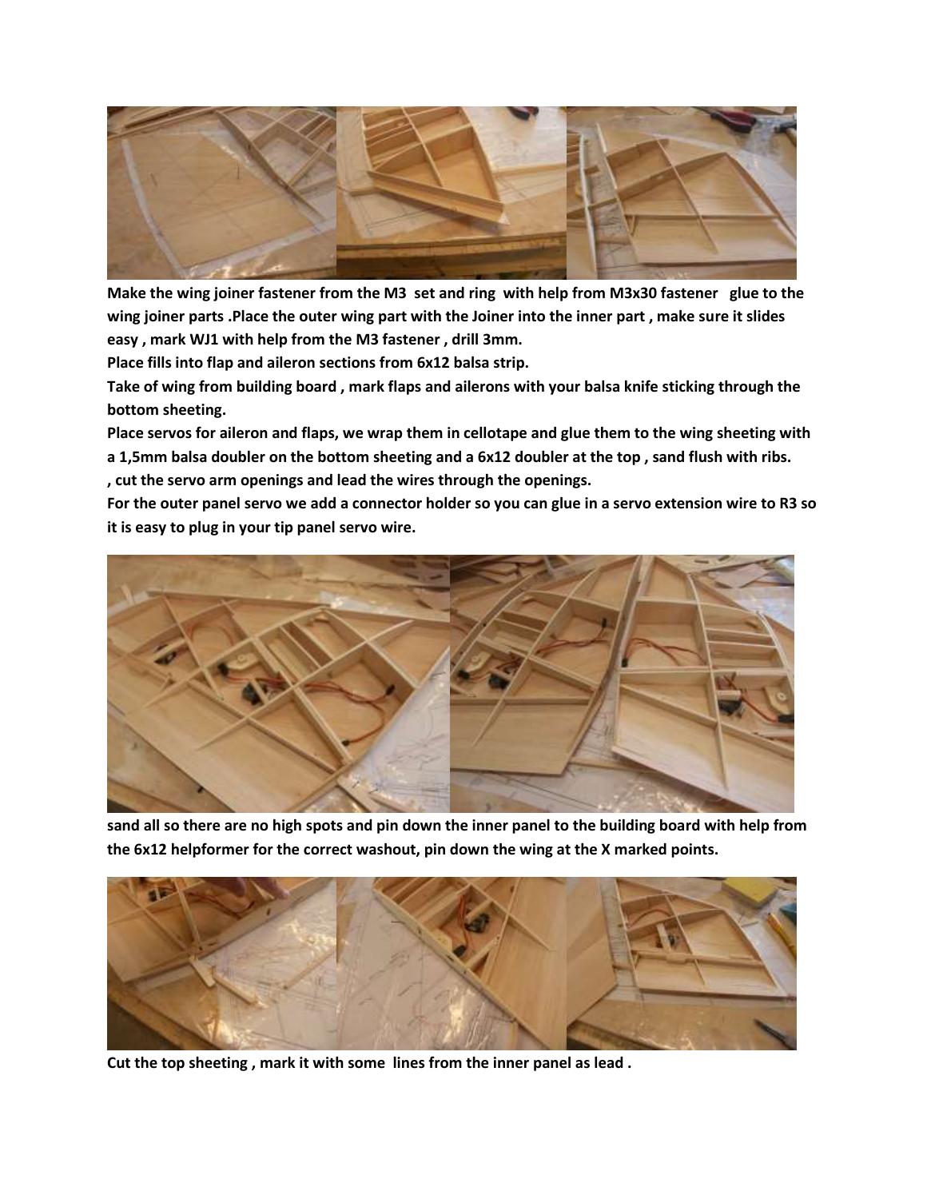**Make the wing joiner fastener from the M3 set and ring with help from M3x30 fastener glue to the wing joiner parts .Place the outer wing part with the Joiner into the inner part , make sure it slides easy , mark WJ1 with help from the M3 fastener , drill 3mm.**

**Place fills into flap and aileron sections from 6x12 balsa strip.**

**Take of wing from building board , mark flaps and ailerons with your balsa knife sticking through the bottom sheeting.**

**Place servos for aileron and flaps, we wrap them in cellotape and glue them to the wing sheeting with a 1,5mm balsa doubler on the bottom sheeting and a 6x12 doubler at the top , sand flush with ribs. , cut the servo arm openings and lead the wires through the openings.**

**For the outer panel servo we add a connector holder so you can glue in a servo extension wire to R3 so it is easy to plug in your tip panel servo wire.**

**sand all so there are no high spots and pin down the inner panel to the building board with help from the 6x12 helpformer for the correct washout, pin down the wing at the X marked points.**

**Cut the top sheeting , mark it with some lines from the inner panel as lead .**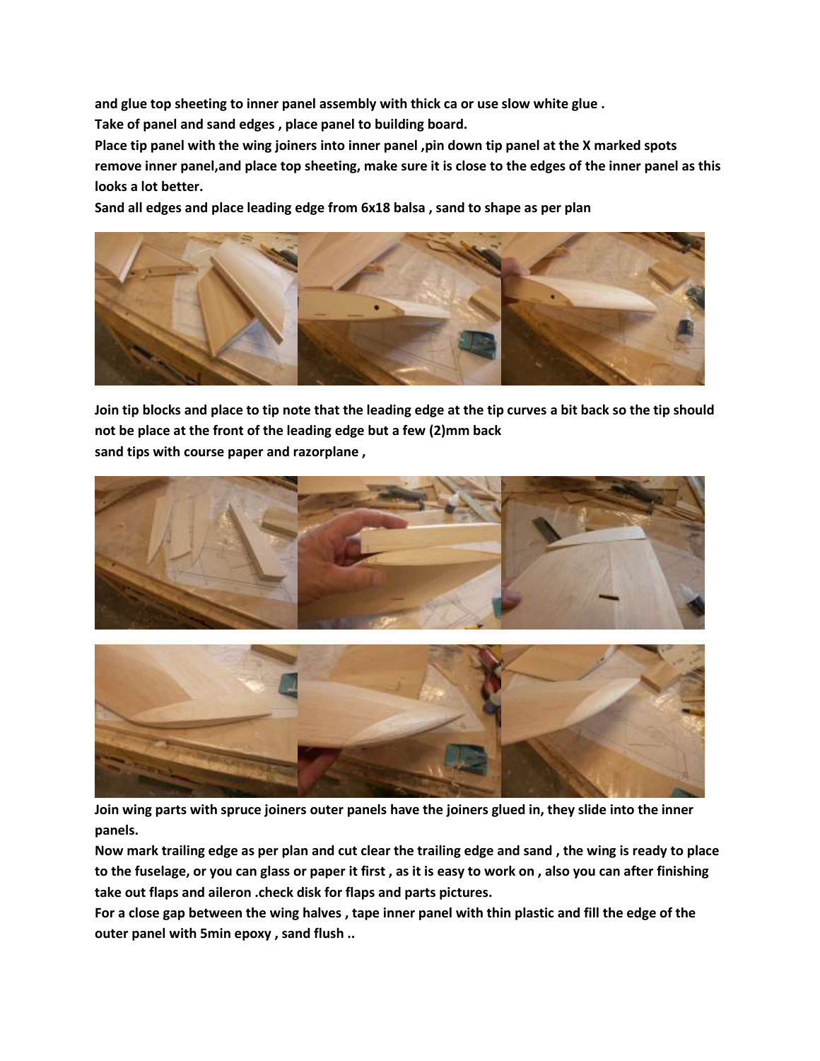**and glue top sheeting to inner panel assembly with thick ca or use slow white glue .**

**Take of panel and sand edges , place panel to building board.**

**Place tip panel with the wing joiners into inner panel ,pin down tip panel at the X marked spots remove inner panel,and place top sheeting, make sure it is close to the edges of the inner panel as this looks a lot better.**

**Sand all edges and place leading edge from 6x18 balsa , sand to shape as per plan**

**Join tip blocks and place to tip note that the leading edge at the tip curves a bit back so the tip should not be place at the front of the leading edge but a few (2)mm back**

**sand tips with course paper and razorplane ,**

**Join wing parts with spruce joiners outer panels have the joiners glued in, they slide into the inner panels.**

**Now mark trailing edge as per plan and cut clear the trailing edge and sand , the wing is ready to place to the fuselage, or you can glass or paper it first , as it is easy to work on , also you can after finishing take out flaps and aileron .check disk for flaps and parts pictures.**

**For a close gap between the wing halves , tape inner panel with thin plastic and fill the edge of the outer panel with 5min epoxy , sand flush ..**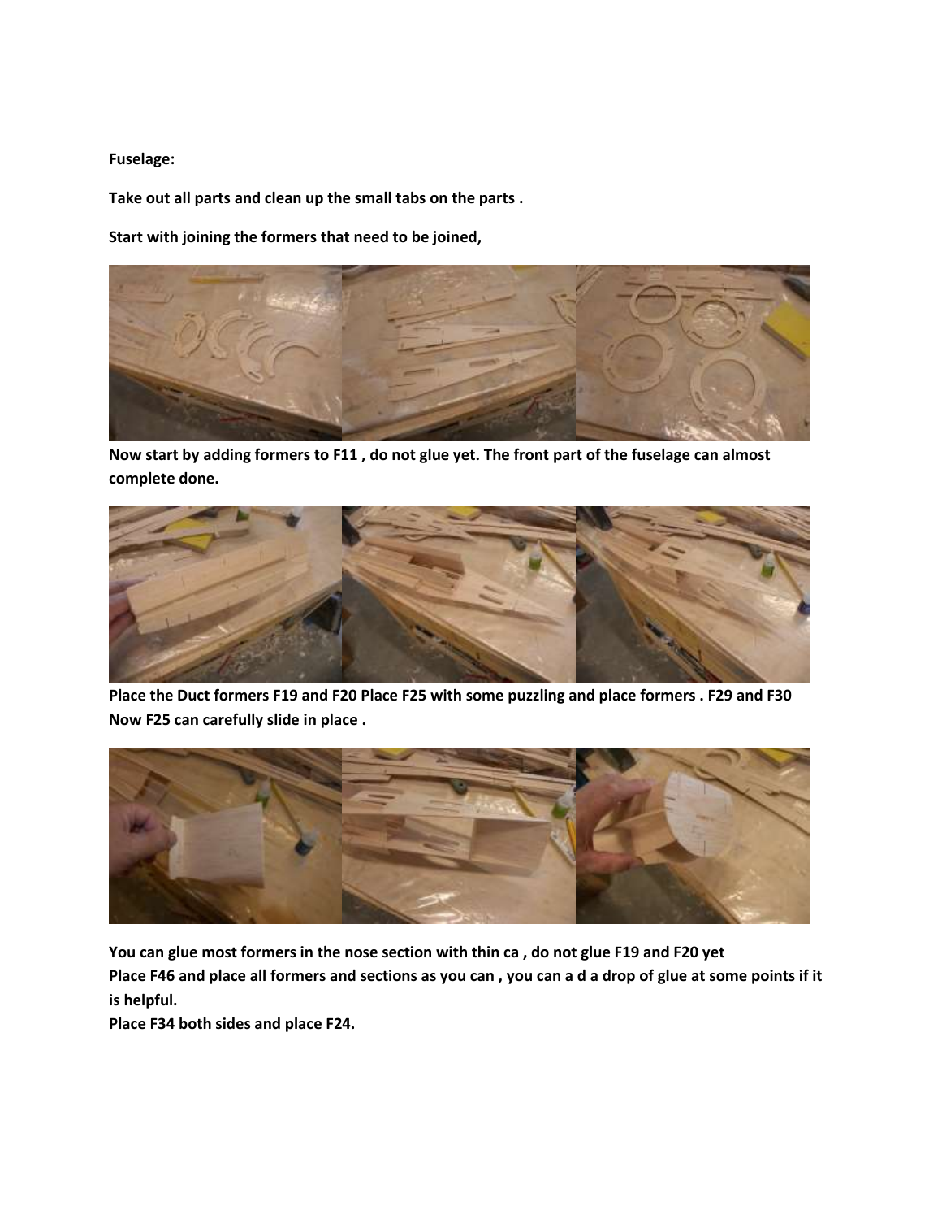**Fuselage:**

**Take out all parts and clean up the small tabs on the parts .**

**Start with joining the formers that need to be joined,**

**Now start by adding formers to F11 , do not glue yet. The front part of the fuselage can almost complete done.**

**Place the Duct formers F19 and F20 Place F25 with some puzzling and place formers . F29 and F30 Now F25 can carefully slide in place .**

**You can glue most formers in the nose section with thin ca , do not glue F19 and F20 yet**
**Place F46 and place all formers and sections as you can , you can a d a drop of glue at some points if it is helpful.**
**Place F34 both sides and place F24.**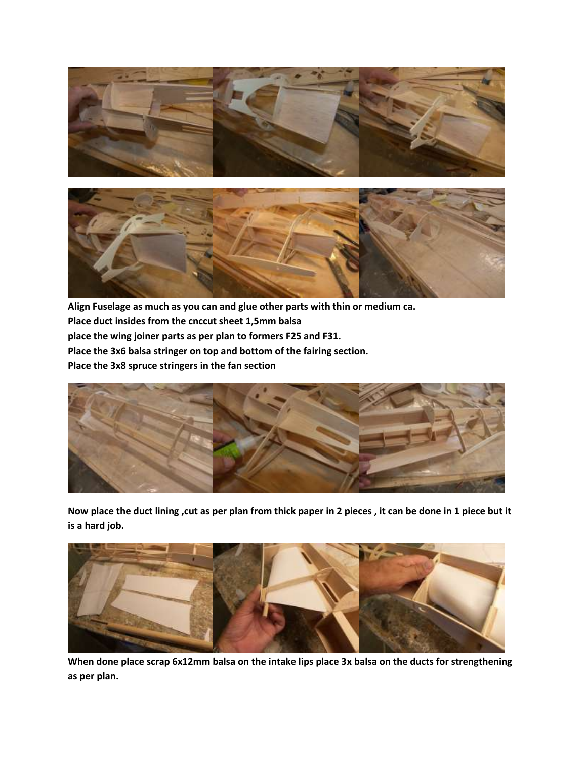**Align Fuselage as much as you can and glue other parts with thin or medium ca.**
**Place duct insides from the cnccut sheet 1,5mm balsa**
**place the wing joiner parts as per plan to formers F25 and F31.**
**Place the 3x6 balsa stringer on top and bottom of the fairing section.**
**Place the 3x8 spruce stringers in the fan section**

**Now place the duct lining ,cut as per plan from thick paper in 2 pieces , it can be done in 1 piece but it is a hard job.**

**When done place scrap 6x12mm balsa on the intake lips place 3x balsa on the ducts for strengthening as per plan.**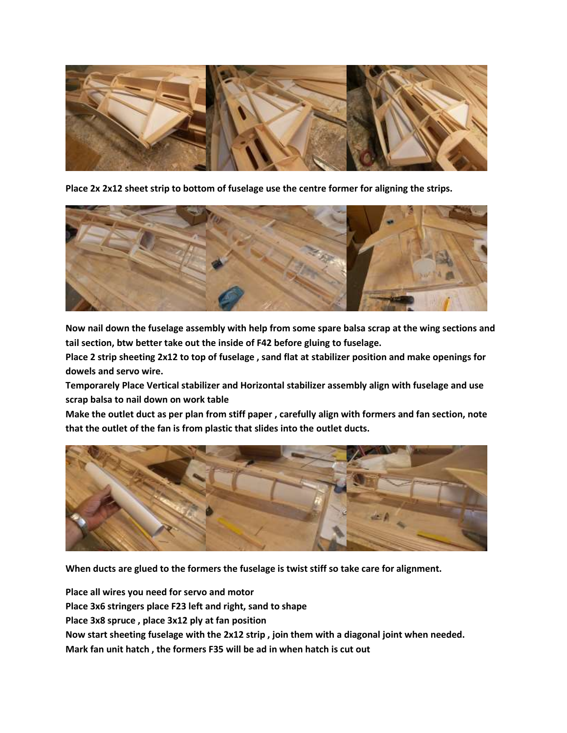**Place 2x 2x12 sheet strip to bottom of fuselage use the centre former for aligning the strips.**

**Now nail down the fuselage assembly with help from some spare balsa scrap at the wing sections and tail section, btw better take out the inside of F42 before gluing to fuselage.**

**Place 2 strip sheeting 2x12 to top of fuselage , sand flat at stabilizer position and make openings for dowels and servo wire.**

**Temporarely Place Vertical stabilizer and Horizontal stabilizer assembly align with fuselage and use scrap balsa to nail down on work table**

**Make the outlet duct as per plan from stiff paper , carefully align with formers and fan section, note that the outlet of the fan is from plastic that slides into the outlet ducts.**

**When ducts are glued to the formers the fuselage is twist stiff so take care for alignment.**

**Place all wires you need for servo and motor**

**Place 3x6 stringers place F23 left and right, sand to shape**

**Place 3x8 spruce , place 3x12 ply at fan position**

**Now start sheeting fuselage with the 2x12 strip , join them with a diagonal joint when needed.**

**Mark fan unit hatch , the formers F35 will be ad in when hatch is cut out**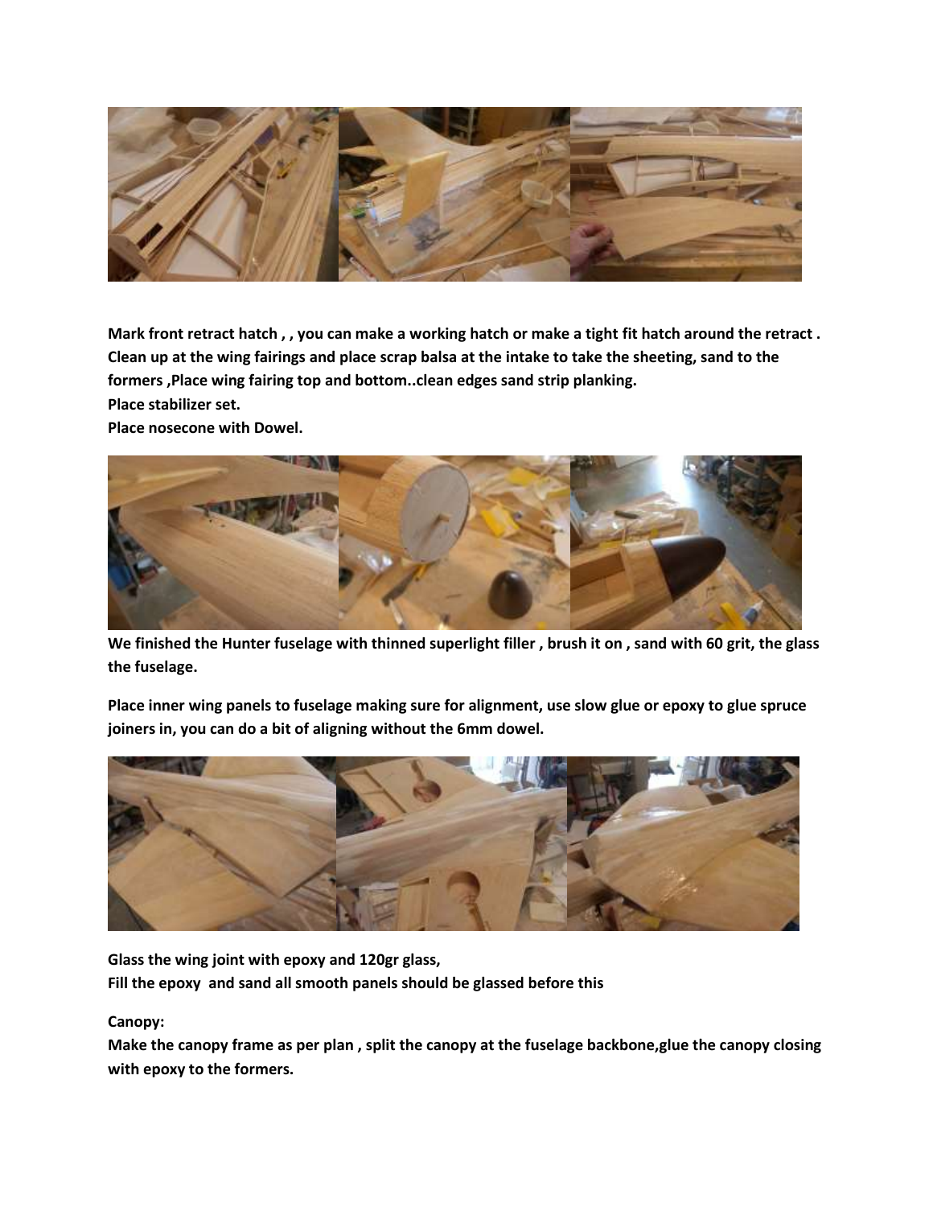**Mark front retract hatch , , you can make a working hatch or make a tight fit hatch around the retract . Clean up at the wing fairings and place scrap balsa at the intake to take the sheeting, sand to the formers ,Place wing fairing top and bottom..clean edges sand strip planking.**
**Place stabilizer set.**
**Place nosecone with Dowel.**

**We finished the Hunter fuselage with thinned superlight filler , brush it on , sand with 60 grit, the glass the fuselage.**

**Place inner wing panels to fuselage making sure for alignment, use slow glue or epoxy to glue spruce joiners in, you can do a bit of aligning without the 6mm dowel.**

**Glass the wing joint with epoxy and 120gr glass,**
**Fill the epoxy and sand all smooth panels should be glassed before this**

**Canopy:**
**Make the canopy frame as per plan , split the canopy at the fuselage backbone,glue the canopy closing with epoxy to the formers.**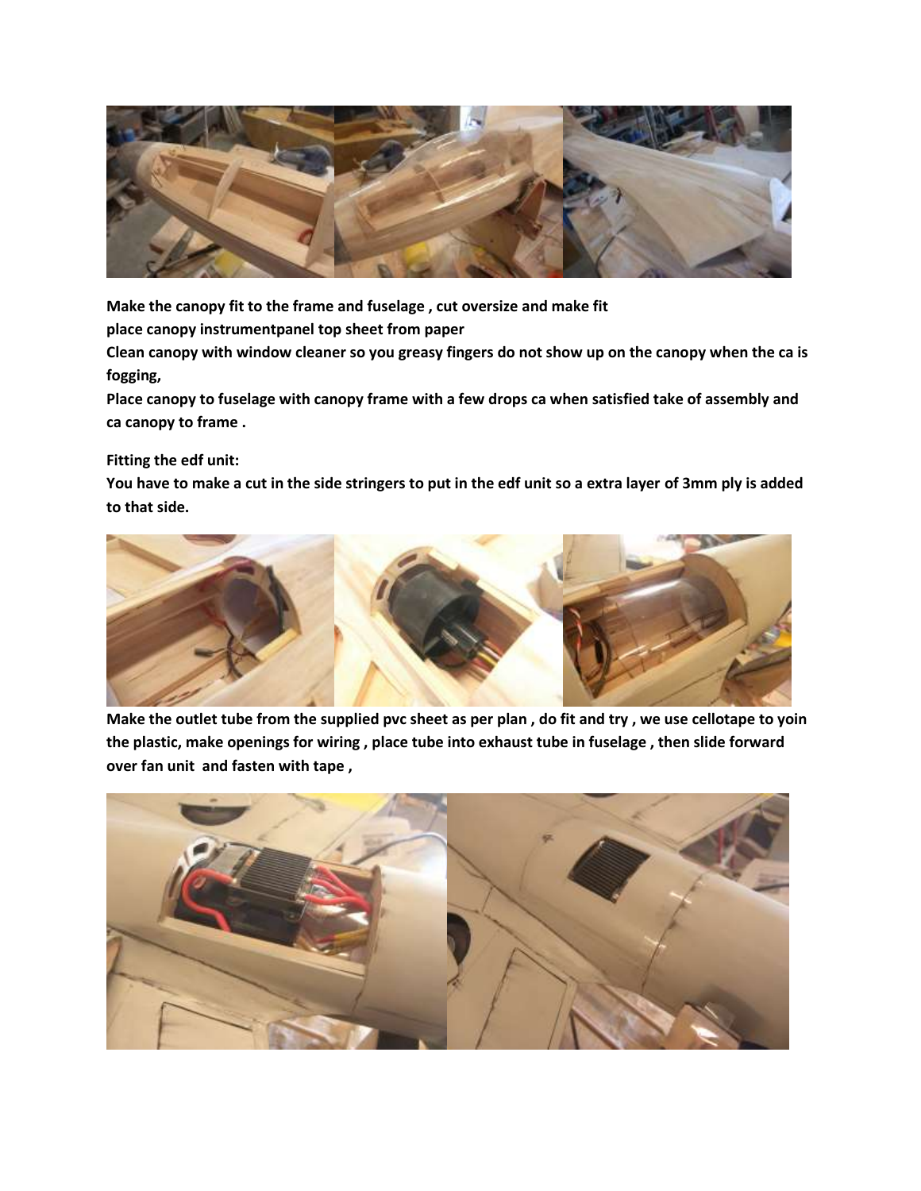**Make the canopy fit to the frame and fuselage , cut oversize and make fit**
**place canopy instrumentpanel top sheet from paper**
**Clean canopy with window cleaner so you greasy fingers do not show up on the canopy when the ca is fogging,**
**Place canopy to fuselage with canopy frame with a few drops ca when satisfied take of assembly and ca canopy to frame .**

**Fitting the edf unit:**
**You have to make a cut in the side stringers to put in the edf unit so a extra layer of 3mm ply is added to that side.**

**Make the outlet tube from the supplied pvc sheet as per plan , do fit and try , we use cellotape to yoin the plastic, make openings for wiring , place tube into exhaust tube in fuselage , then slide forward over fan unit and fasten with tape ,**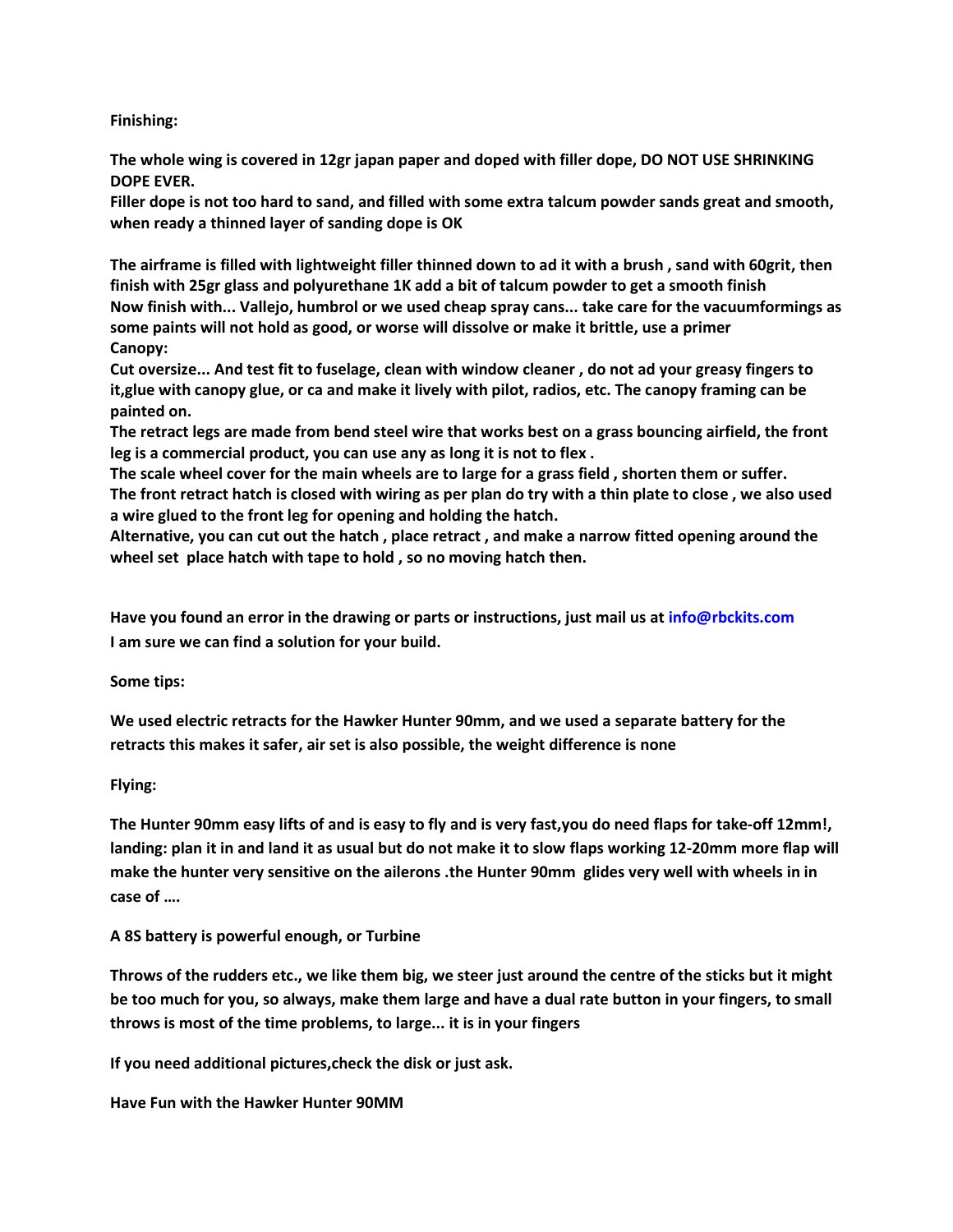**Finishing:**

**The whole wing is covered in 12gr japan paper and doped with filler dope, DO NOT USE SHRINKING DOPE EVER.**
**Filler dope is not too hard to sand, and filled with some extra talcum powder sands great and smooth, when ready a thinned layer of sanding dope is OK**

**The airframe is filled with lightweight filler thinned down to ad it with a brush , sand with 60grit, then finish with 25gr glass and polyurethane 1K add a bit of talcum powder to get a smooth finish**
**Now finish with... Vallejo, humbrol or we used cheap spray cans... take care for the vacuumformings as some paints will not hold as good, or worse will dissolve or make it brittle, use a primer**
**Canopy:**
**Cut oversize... And test fit to fuselage, clean with window cleaner , do not ad your greasy fingers to it,glue with canopy glue, or ca and make it lively with pilot, radios, etc. The canopy framing can be painted on.**
**The retract legs are made from bend steel wire that works best on a grass bouncing airfield, the front leg is a commercial product, you can use any as long it is not to flex .**
**The scale wheel cover for the main wheels are to large for a grass field , shorten them or suffer.**
**The front retract hatch is closed with wiring as per plan do try with a thin plate to close , we also used a wire glued to the front leg for opening and holding the hatch.**
**Alternative, you can cut out the hatch , place retract , and make a narrow fitted opening around the wheel set place hatch with tape to hold , so no moving hatch then.**

**Have you found an error in the drawing or parts or instructions, just mail us at info@rbckits.com**
**I am sure we can find a solution for your build.**

**Some tips:**

**We used electric retracts for the Hawker Hunter 90mm, and we used a separate battery for the retracts this makes it safer, air set is also possible, the weight difference is none**

**Flying:**

**The Hunter 90mm easy lifts of and is easy to fly and is very fast,you do need flaps for take-off 12mm!, landing: plan it in and land it as usual but do not make it to slow flaps working 12-20mm more flap will make the hunter very sensitive on the ailerons .the Hunter 90mm glides very well with wheels in in case of ….**

**A 8S battery is powerful enough, or Turbine**

**Throws of the rudders etc., we like them big, we steer just around the centre of the sticks but it might be too much for you, so always, make them large and have a dual rate button in your fingers, to small throws is most of the time problems, to large... it is in your fingers**

**If you need additional pictures,check the disk or just ask.**

**Have Fun with the Hawker Hunter 90MM**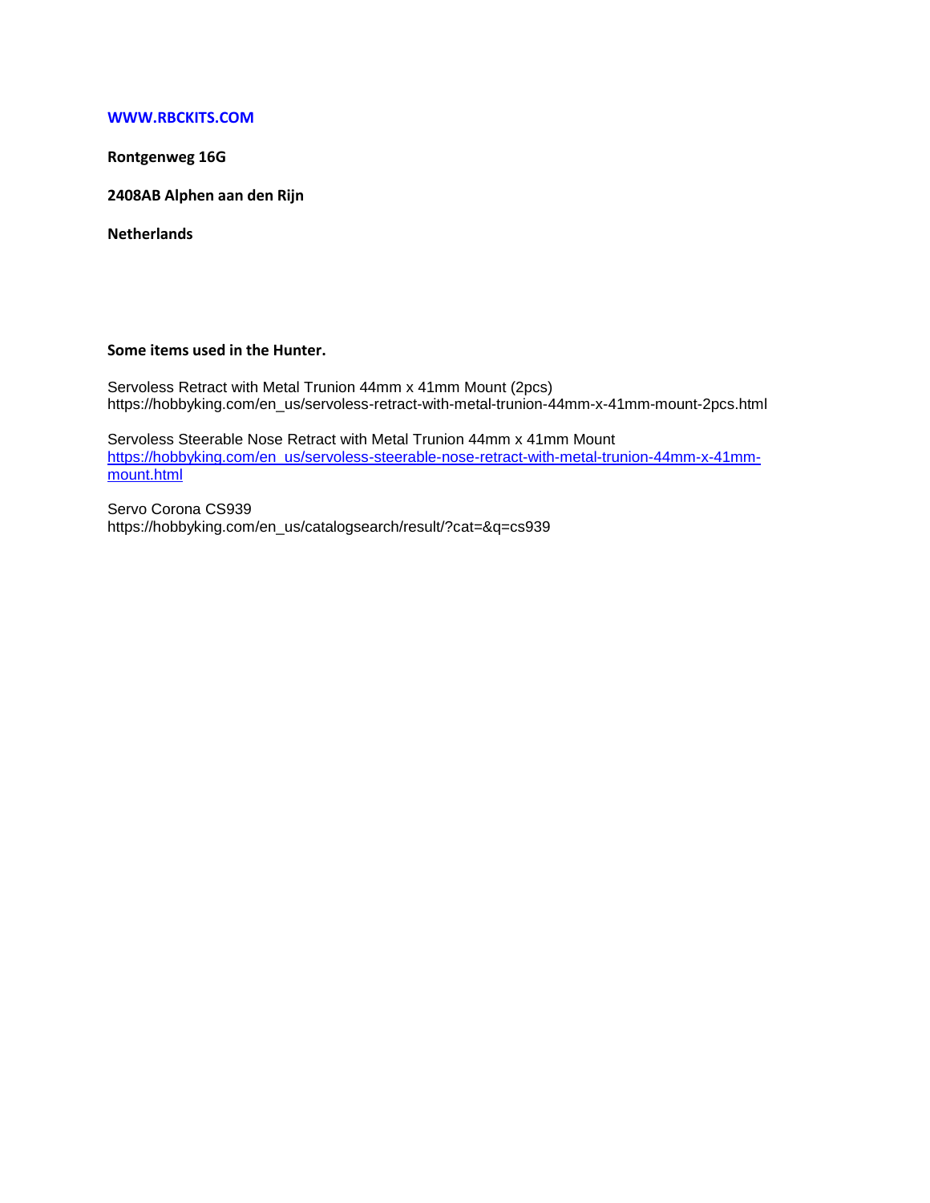**WWW.RBCKITS.COM**

**Rontgenweg 16G**

**2408AB Alphen aan den Rijn**

**Netherlands**

**Some items used in the Hunter.**

Servoless Retract with Metal Trunion 44mm x 41mm Mount (2pcs)
https://hobbyking.com/en_us/servoless-retract-with-metal-trunion-44mm-x-41mm-mount-2pcs.html

Servoless Steerable Nose Retract with Metal Trunion 44mm x 41mm Mount
https://hobbyking.com/en_us/servoless-steerable-nose-retract-with-metal-trunion-44mm-x-41mm-mount.html

Servo Corona CS939
https://hobbyking.com/en_us/catalogsearch/result/?cat=&q=cs939